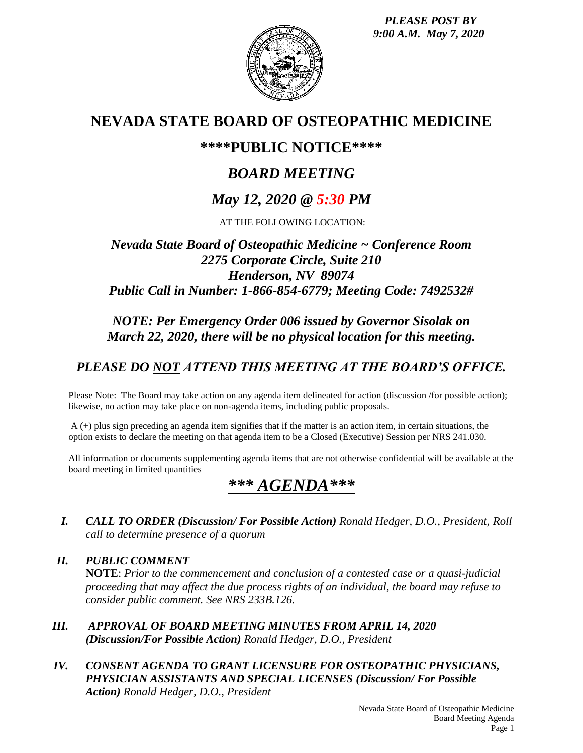*PLEASE POST BY 9:00 A.M. May 7, 2020*

# NEVADA STATE BOARD OF OSTEOPATHIC MEDICINE

## ****PUBLIC NOTICE****

## *BOARD MEETING*

## *May 12, 2020 @ 5:30 PM*

AT THE FOLLOWING LOCATION:

***Nevada State Board of Osteopathic Medicine ~ Conference Room***
***2275 Corporate Circle, Suite 210***
***Henderson, NV 89074***
***Public Call in Number: 1-866-854-6779; Meeting Code: 7492532#***

***NOTE: Per Emergency Order 006 issued by Governor Sisolak on March 22, 2020, there will be no physical location for this meeting.***

## *PLEASE DO NOT ATTEND THIS MEETING AT THE BOARD'S OFFICE.*

Please Note: The Board may take action on any agenda item delineated for action (discussion /for possible action); likewise, no action may take place on non-agenda items, including public proposals.

A (+) plus sign preceding an agenda item signifies that if the matter is an action item, in certain situations, the option exists to declare the meeting on that agenda item to be a Closed (Executive) Session per NRS 241.030.

All information or documents supplementing agenda items that are not otherwise confidential will be available at the board meeting in limited quantities

# *\*\*\* AGENDA\*\*\**

- ***I. CALL TO ORDER (Discussion/ For Possible Action)*** *Ronald Hedger, D.O., President, Roll call to determine presence of a quorum*

- ***II. PUBLIC COMMENT***
  **NOTE**: *Prior to the commencement and conclusion of a contested case or a quasi-judicial proceeding that may affect the due process rights of an individual, the board may refuse to consider public comment. See NRS 233B.126.*

- ***III. APPROVAL OF BOARD MEETING MINUTES FROM APRIL 14, 2020 (Discussion/For Possible Action)*** *Ronald Hedger, D.O., President*

- ***IV. CONSENT AGENDA TO GRANT LICENSURE FOR OSTEOPATHIC PHYSICIANS, PHYSICIAN ASSISTANTS AND SPECIAL LICENSES (Discussion/ For Possible Action)*** *Ronald Hedger, D.O., President*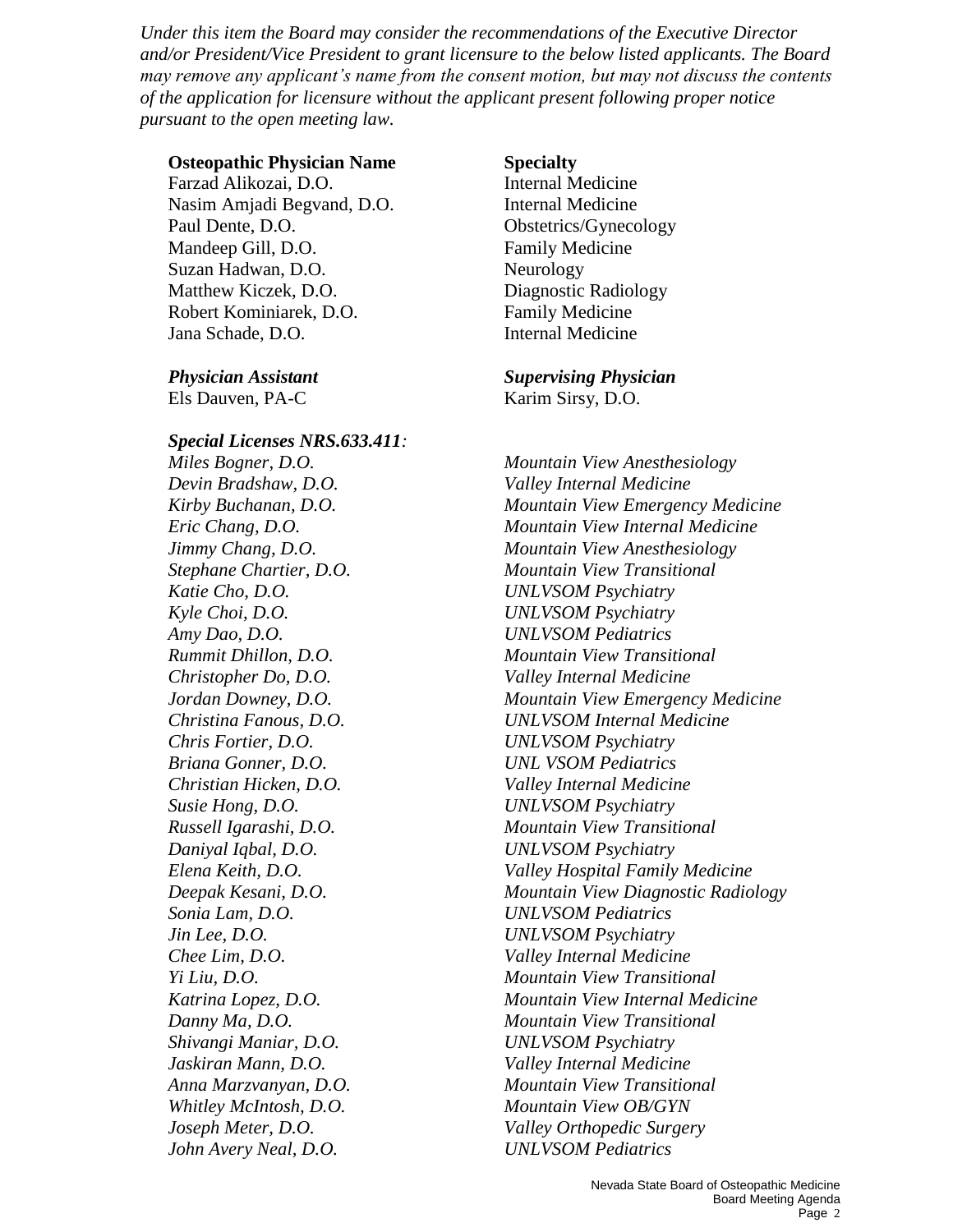*Under this item the Board may consider the recommendations of the Executive Director and/or President/Vice President to grant licensure to the below listed applicants. The Board may remove any applicant's name from the consent motion, but may not discuss the contents of the application for licensure without the applicant present following proper notice pursuant to the open meeting law.*

| **Osteopathic Physician Name** | **Specialty** |
|---|---|
| Farzad Alikozai, D.O. | Internal Medicine |
| Nasim Amjadi Begvand, D.O. | Internal Medicine |
| Paul Dente, D.O. | Obstetrics/Gynecology |
| Mandeep Gill, D.O. | Family Medicine |
| Suzan Hadwan, D.O. | Neurology |
| Matthew Kiczek, D.O. | Diagnostic Radiology |
| Robert Kominiarek, D.O. | Family Medicine |
| Jana Schade, D.O. | Internal Medicine |

| ***Physician Assistant*** | ***Supervising Physician*** |
|---|---|
| Els Dauven, PA-C | Karim Sirsy, D.O. |

***Special Licenses NRS.633.411:***

| | |
|---|---|
| *Miles Bogner, D.O.* | *Mountain View Anesthesiology* |
| *Devin Bradshaw, D.O.* | *Valley Internal Medicine* |
| *Kirby Buchanan, D.O.* | *Mountain View Emergency Medicine* |
| *Eric Chang, D.O.* | *Mountain View Internal Medicine* |
| *Jimmy Chang, D.O.* | *Mountain View Anesthesiology* |
| *Stephane Chartier, D.O.* | *Mountain View Transitional* |
| *Katie Cho, D.O.* | *UNLVSOM Psychiatry* |
| *Kyle Choi, D.O.* | *UNLVSOM Psychiatry* |
| *Amy Dao, D.O.* | *UNLVSOM Pediatrics* |
| *Rummit Dhillon, D.O.* | *Mountain View Transitional* |
| *Christopher Do, D.O.* | *Valley Internal Medicine* |
| *Jordan Downey, D.O.* | *Mountain View Emergency Medicine* |
| *Christina Fanous, D.O.* | *UNLVSOM Internal Medicine* |
| *Chris Fortier, D.O.* | *UNLVSOM Psychiatry* |
| *Briana Gonner, D.O.* | *UNL VSOM Pediatrics* |
| *Christian Hicken, D.O.* | *Valley Internal Medicine* |
| *Susie Hong, D.O.* | *UNLVSOM Psychiatry* |
| *Russell Igarashi, D.O.* | *Mountain View Transitional* |
| *Daniyal Iqbal, D.O.* | *UNLVSOM Psychiatry* |
| *Elena Keith, D.O.* | *Valley Hospital Family Medicine* |
| *Deepak Kesani, D.O.* | *Mountain View Diagnostic Radiology* |
| *Sonia Lam, D.O.* | *UNLVSOM Pediatrics* |
| *Jin Lee, D.O.* | *UNLVSOM Psychiatry* |
| *Chee Lim, D.O.* | *Valley Internal Medicine* |
| *Yi Liu, D.O.* | *Mountain View Transitional* |
| *Katrina Lopez, D.O.* | *Mountain View Internal Medicine* |
| *Danny Ma, D.O.* | *Mountain View Transitional* |
| *Shivangi Maniar, D.O.* | *UNLVSOM Psychiatry* |
| *Jaskiran Mann, D.O.* | *Valley Internal Medicine* |
| *Anna Marzvanyan, D.O.* | *Mountain View Transitional* |
| *Whitley McIntosh, D.O.* | *Mountain View OB/GYN* |
| *Joseph Meter, D.O.* | *Valley Orthopedic Surgery* |
| *John Avery Neal, D.O.* | *UNLVSOM Pediatrics* |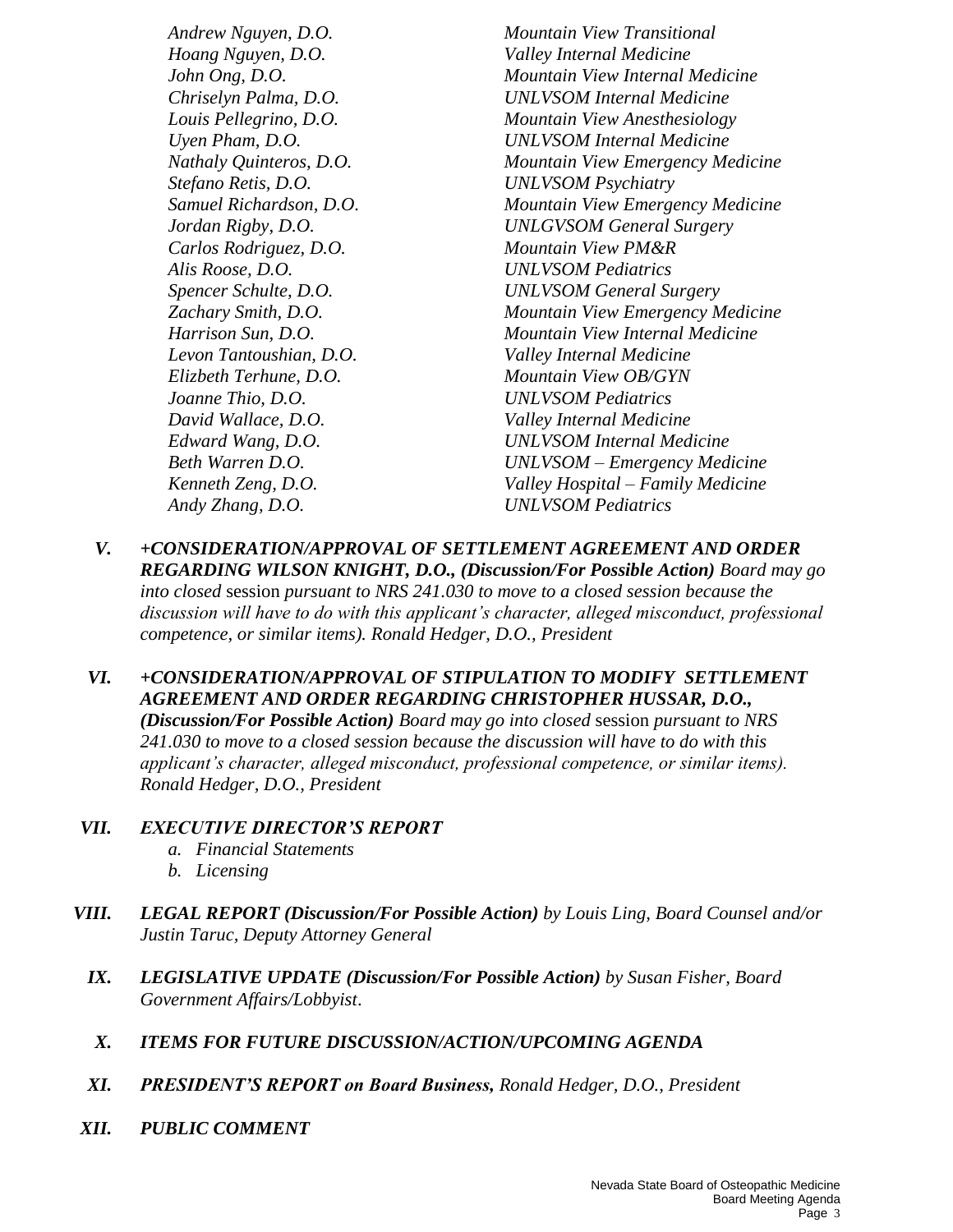| | |
|---|---|
| *Andrew Nguyen, D.O.* | *Mountain View Transitional* |
| *Hoang Nguyen, D.O.* | *Valley Internal Medicine* |
| *John Ong, D.O.* | *Mountain View Internal Medicine* |
| *Chriselyn Palma, D.O.* | *UNLVSOM Internal Medicine* |
| *Louis Pellegrino, D.O.* | *Mountain View Anesthesiology* |
| *Uyen Pham, D.O.* | *UNLVSOM Internal Medicine* |
| *Nathaly Quinteros, D.O.* | *Mountain View Emergency Medicine* |
| *Stefano Retis, D.O.* | *UNLVSOM Psychiatry* |
| *Samuel Richardson, D.O.* | *Mountain View Emergency Medicine* |
| *Jordan Rigby, D.O.* | *UNLGVSOM General Surgery* |
| *Carlos Rodriguez, D.O.* | *Mountain View PM&R* |
| *Alis Roose, D.O.* | *UNLVSOM Pediatrics* |
| *Spencer Schulte, D.O.* | *UNLVSOM General Surgery* |
| *Zachary Smith, D.O.* | *Mountain View Emergency Medicine* |
| *Harrison Sun, D.O.* | *Mountain View Internal Medicine* |
| *Levon Tantoushian, D.O.* | *Valley Internal Medicine* |
| *Elizbeth Terhune, D.O.* | *Mountain View OB/GYN* |
| *Joanne Thio, D.O.* | *UNLVSOM Pediatrics* |
| *David Wallace, D.O.* | *Valley Internal Medicine* |
| *Edward Wang, D.O.* | *UNLVSOM Internal Medicine* |
| *Beth Warren D.O.* | *UNLVSOM – Emergency Medicine* |
| *Kenneth Zeng, D.O.* | *Valley Hospital – Family Medicine* |
| *Andy Zhang, D.O.* | *UNLVSOM Pediatrics* |

**V. *+CONSIDERATION/APPROVAL OF SETTLEMENT AGREEMENT AND ORDER REGARDING WILSON KNIGHT, D.O., (Discussion/For Possible Action)*** *Board may go into closed* session *pursuant to NRS 241.030 to move to a closed session because the discussion will have to do with this applicant's character, alleged misconduct, professional competence, or similar items). Ronald Hedger, D.O., President*

**VI. *+CONSIDERATION/APPROVAL OF STIPULATION TO MODIFY SETTLEMENT AGREEMENT AND ORDER REGARDING CHRISTOPHER HUSSAR, D.O., (Discussion/For Possible Action)*** *Board may go into closed* session *pursuant to NRS 241.030 to move to a closed session because the discussion will have to do with this applicant's character, alleged misconduct, professional competence, or similar items). Ronald Hedger, D.O., President*

**VII. *EXECUTIVE DIRECTOR'S REPORT***

*a. Financial Statements*
*b. Licensing*

**VIII. *LEGAL REPORT (Discussion/For Possible Action)*** *by Louis Ling, Board Counsel and/or Justin Taruc, Deputy Attorney General*

**IX. *LEGISLATIVE UPDATE (Discussion/For Possible Action)*** *by Susan Fisher, Board Government Affairs/Lobbyist*.

**X. *ITEMS FOR FUTURE DISCUSSION/ACTION/UPCOMING AGENDA***

**XI. *PRESIDENT'S REPORT on Board Business,*** *Ronald Hedger, D.O., President*

**XII. *PUBLIC COMMENT***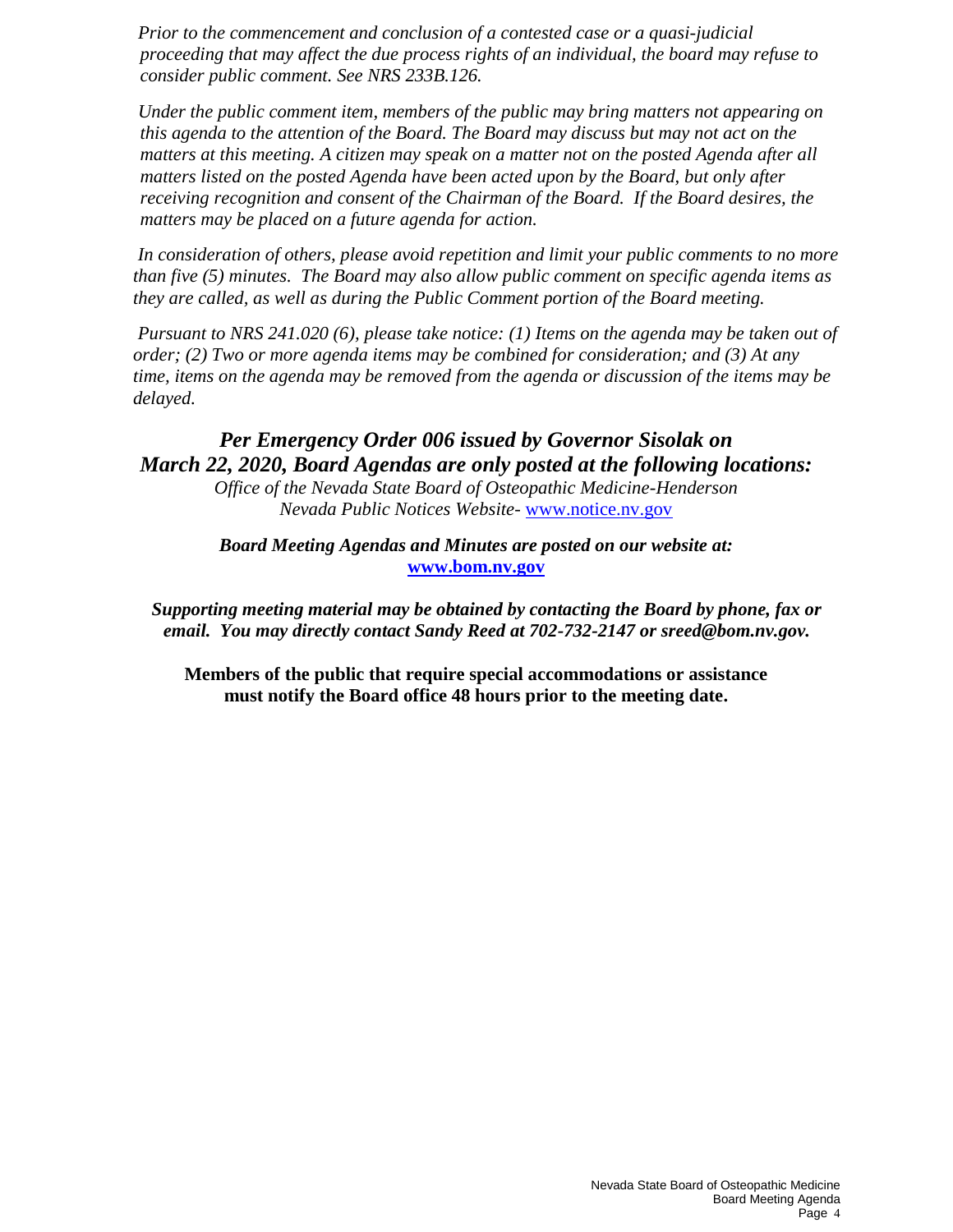*Prior to the commencement and conclusion of a contested case or a quasi-judicial proceeding that may affect the due process rights of an individual, the board may refuse to consider public comment. See NRS 233B.126.*

*Under the public comment item, members of the public may bring matters not appearing on this agenda to the attention of the Board. The Board may discuss but may not act on the matters at this meeting. A citizen may speak on a matter not on the posted Agenda after all matters listed on the posted Agenda have been acted upon by the Board, but only after receiving recognition and consent of the Chairman of the Board. If the Board desires, the matters may be placed on a future agenda for action.*

*In consideration of others, please avoid repetition and limit your public comments to no more than five (5) minutes. The Board may also allow public comment on specific agenda items as they are called, as well as during the Public Comment portion of the Board meeting.*

*Pursuant to NRS 241.020 (6), please take notice: (1) Items on the agenda may be taken out of order; (2) Two or more agenda items may be combined for consideration; and (3) At any time, items on the agenda may be removed from the agenda or discussion of the items may be delayed.*

***Per Emergency Order 006 issued by Governor Sisolak on March 22, 2020, Board Agendas are only posted at the following locations:***

*Office of the Nevada State Board of Osteopathic Medicine-Henderson*
*Nevada Public Notices Website- www.notice.nv.gov*

***Board Meeting Agendas and Minutes are posted on our website at:***
**www.bom.nv.gov**

***Supporting meeting material may be obtained by contacting the Board by phone, fax or email. You may directly contact Sandy Reed at 702-732-2147 or sreed@bom.nv.gov.***

**Members of the public that require special accommodations or assistance must notify the Board office 48 hours prior to the meeting date.**